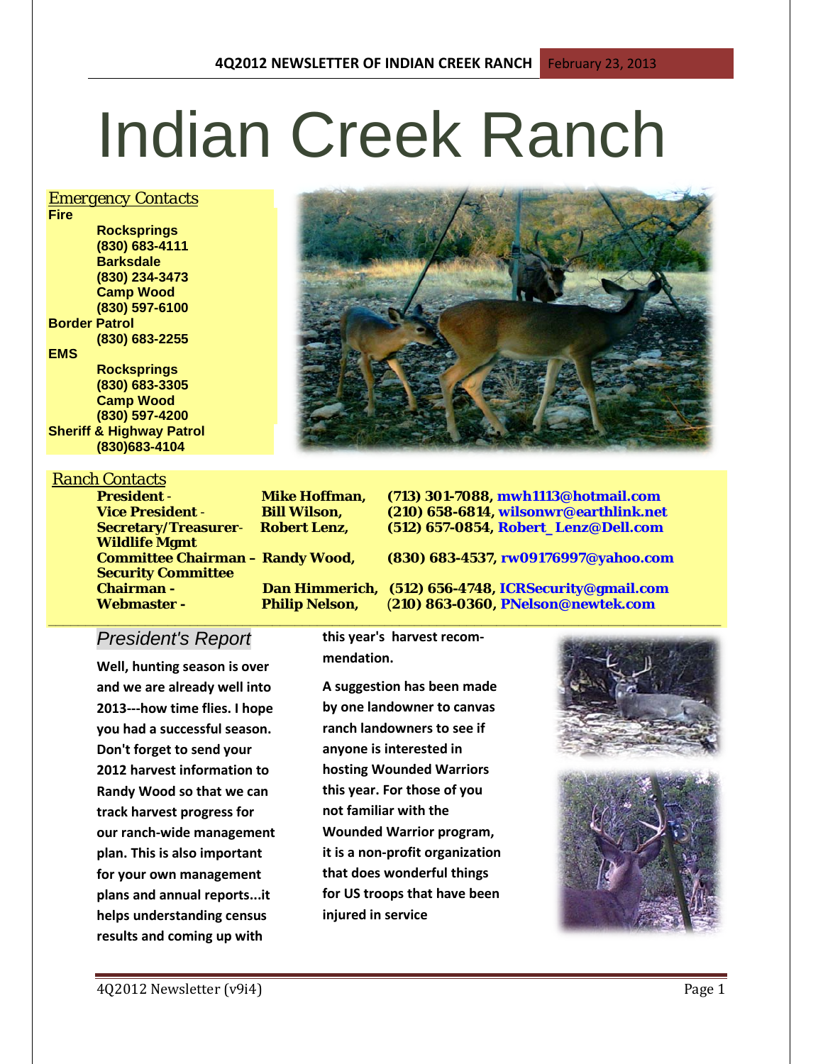# Indian Creek Ranch

## *Emergency Contacts*

**Fire**

- **Rocksprings**
  **(830) 683-4111**
- **Barksdale**
  **(830) 234-3473**
- **Camp Wood**
  **(830) 597-6100**

**Border Patrol**

- **(830) 683-2255**

**EMS**

- **Rocksprings**
  **(830) 683-3305**
- **Camp Wood**
  **(830) 597-4200**

**Sheriff & Highway Patrol**

- **(830)683-4104**

## *Ranch Contacts*

| Position | Name | Contact |
|---|---|---|
| **President -** | **Mike Hoffman,** | **(713) 301-7088, mwh1113@hotmail.com** |
| **Vice President -** | **Bill Wilson,** | **(210) 658-6814, wilsonwr@earthlink.net** |
| **Secretary/Treasurer-** | **Robert Lenz,** | **(512) 657-0854, Robert_Lenz@Dell.com** |
| **Wildlife Mgmt Committee Chairman –** | **Randy Wood,** | **(830) 683-4537, rw09176997@yahoo.com** |
| **Security Committee Chairman -** | **Dan Himmerich,** | **(512) 656-4748, ICRSecurity@gmail.com** |
| **Webmaster -** | **Philip Nelson,** | **(210) 863-0360, PNelson@newtek.com** |

## *President's Report*

**Well, hunting season is over and we are already well into 2013---how time flies. I hope you had a successful season. Don't forget to send your 2012 harvest information to Randy Wood so that we can track harvest progress for our ranch-wide management plan. This is also important for your own management plans and annual reports...it helps understanding census results and coming up with this year's harvest recom-mendation.**

**A suggestion has been made by one landowner to canvas ranch landowners to see if anyone is interested in hosting Wounded Warriors this year. For those of you not familiar with the Wounded Warrior program, it is a non-profit organization that does wonderful things for US troops that have been injured in service**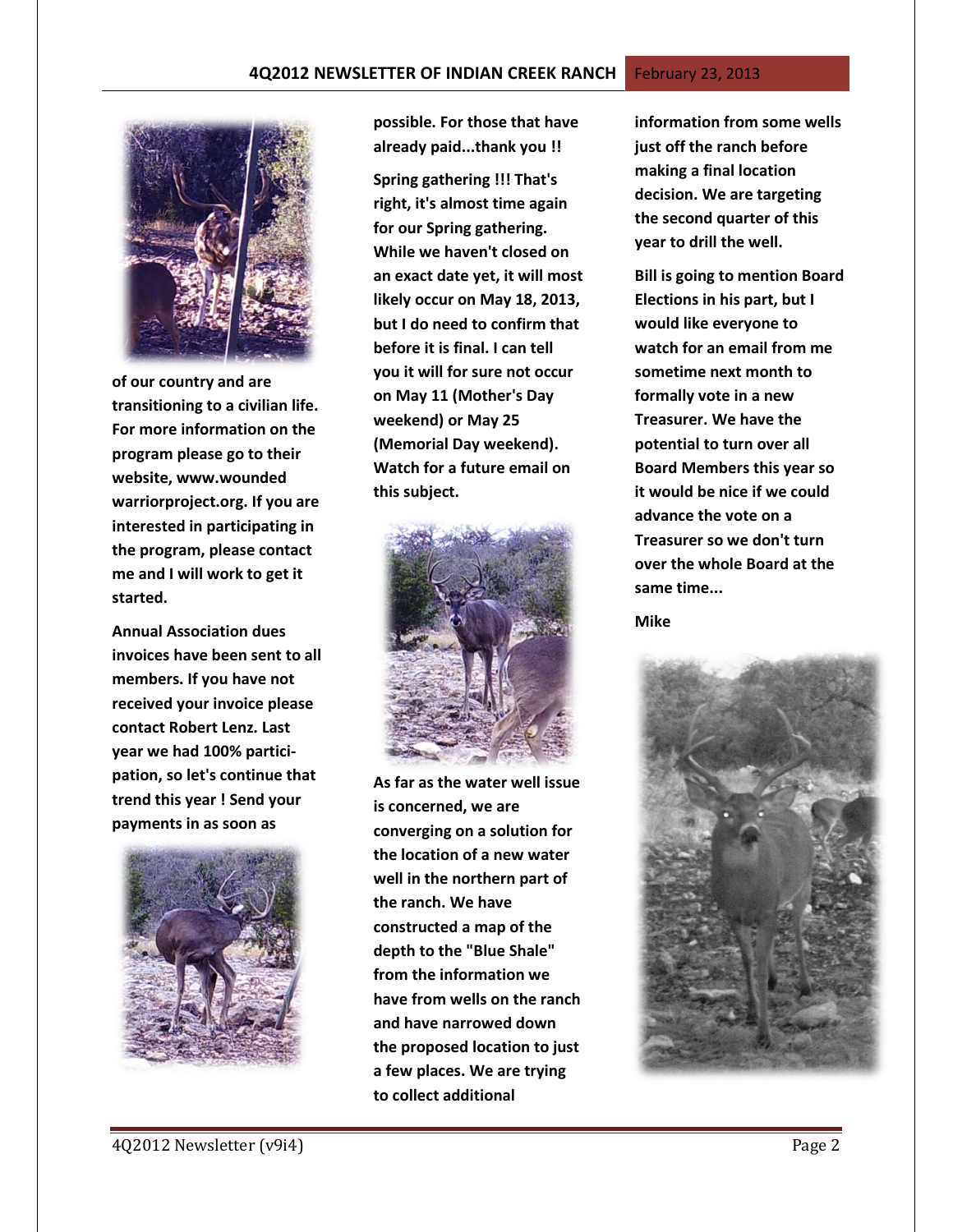**of our country and are transitioning to a civilian life. For more information on the program please go to their website, www.woundedwarriorproject.org. If you are interested in participating in the program, please contact me and I will work to get it started.**

**Annual Association dues invoices have been sent to all members. If you have not received your invoice please contact Robert Lenz. Last year we had 100% participation, so let's continue that trend this year ! Send your payments in as soon as possible. For those that have already paid...thank you !!**

**Spring gathering !!! That's right, it's almost time again for our Spring gathering. While we haven't closed on an exact date yet, it will most likely occur on May 18, 2013, but I do need to confirm that before it is final. I can tell you it will for sure not occur on May 11 (Mother's Day weekend) or May 25 (Memorial Day weekend). Watch for a future email on this subject.**

**As far as the water well issue is concerned, we are converging on a solution for the location of a new water well in the northern part of the ranch. We have constructed a map of the depth to the "Blue Shale" from the information we have from wells on the ranch and have narrowed down the proposed location to just a few places. We are trying to collect additional information from some wells just off the ranch before making a final location decision. We are targeting the second quarter of this year to drill the well.**

**Bill is going to mention Board Elections in his part, but I would like everyone to watch for an email from me sometime next month to formally vote in a new Treasurer. We have the potential to turn over all Board Members this year so it would be nice if we could advance the vote on a Treasurer so we don't turn over the whole Board at the same time...**

**Mike**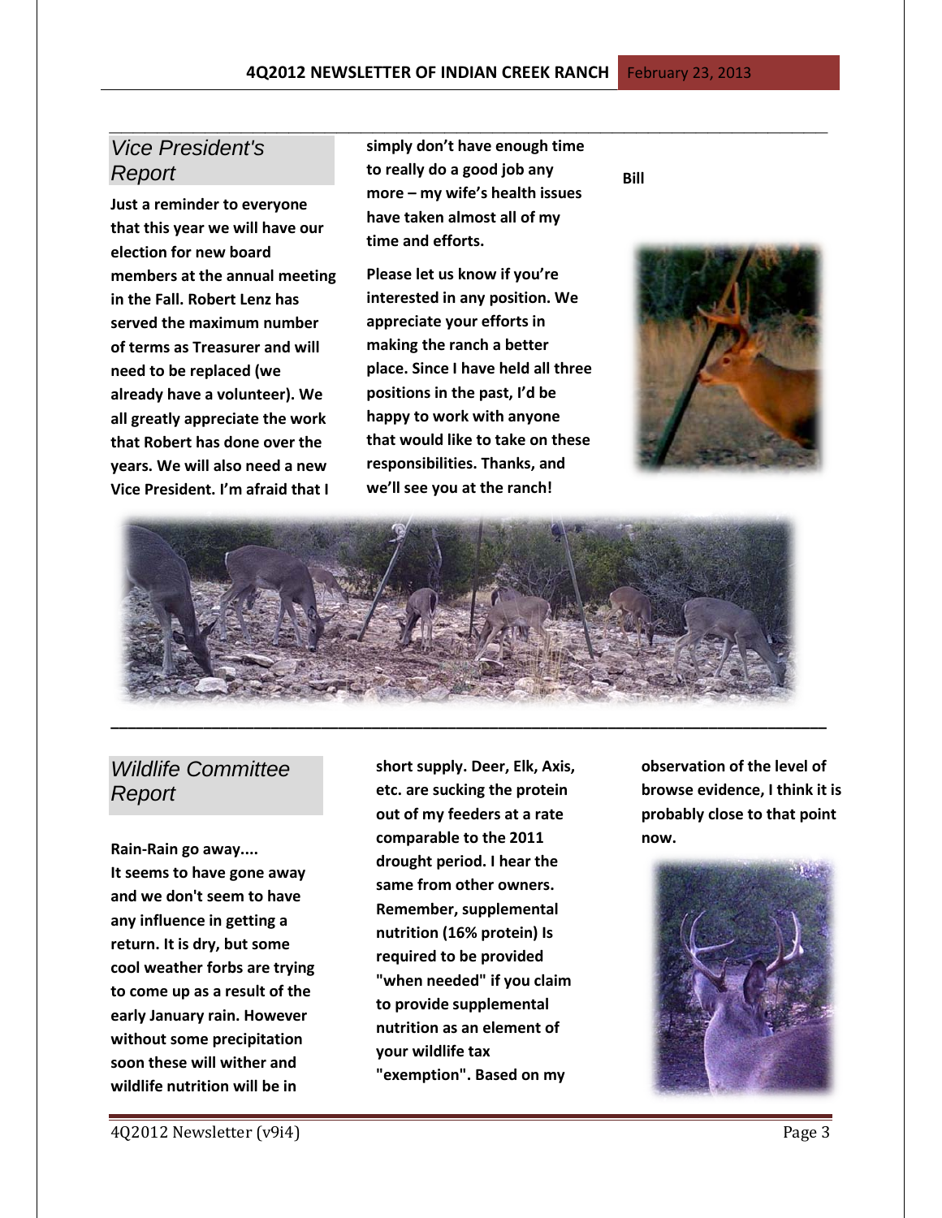## Vice President's Report

**Just a reminder to everyone that this year we will have our election for new board members at the annual meeting in the Fall. Robert Lenz has served the maximum number of terms as Treasurer and will need to be replaced (we already have a volunteer). We all greatly appreciate the work that Robert has done over the years. We will also need a new Vice President. I'm afraid that I simply don't have enough time to really do a good job any more – my wife's health issues have taken almost all of my time and efforts.**

**Please let us know if you're interested in any position. We appreciate your efforts in making the ranch a better place. Since I have held all three positions in the past, I'd be happy to work with anyone that would like to take on these responsibilities. Thanks, and we'll see you at the ranch!**

**Bill**

## Wildlife Committee Report

**Rain-Rain go away....**
**It seems to have gone away and we don't seem to have any influence in getting a return. It is dry, but some cool weather forbs are trying to come up as a result of the early January rain. However without some precipitation soon these will wither and wildlife nutrition will be in short supply. Deer, Elk, Axis, etc. are sucking the protein out of my feeders at a rate comparable to the 2011 drought period. I hear the same from other owners. Remember, supplemental nutrition (16% protein) Is required to be provided "when needed" if you claim to provide supplemental nutrition as an element of your wildlife tax "exemption". Based on my observation of the level of browse evidence, I think it is probably close to that point now.**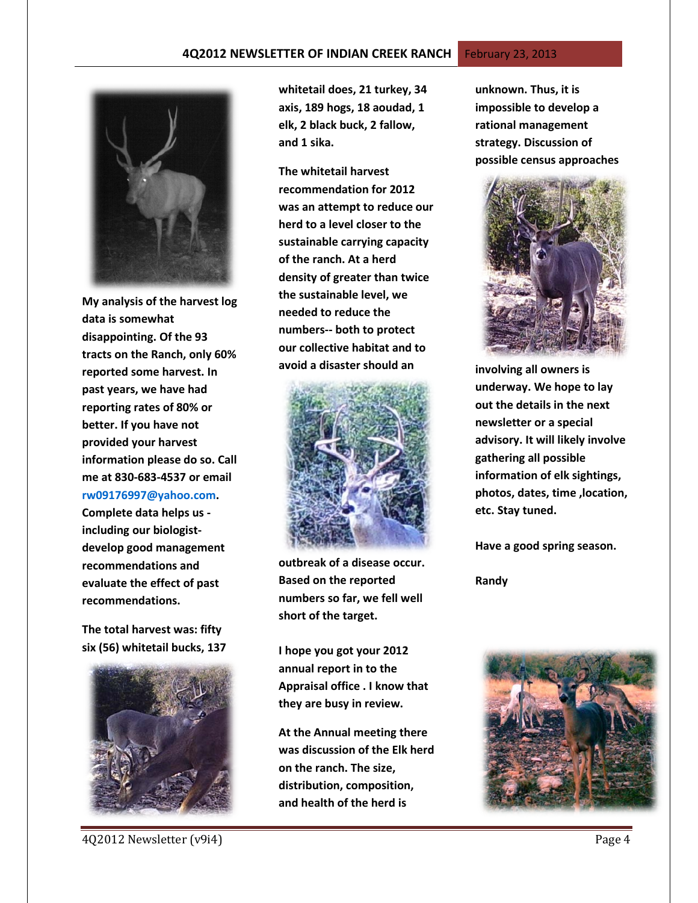My analysis of the harvest log data is somewhat disappointing. Of the 93 tracts on the Ranch, only 60% reported some harvest. In past years, we have had reporting rates of 80% or better. If you have not provided your harvest information please do so. Call me at 830-683-4537 or email rw09176997@yahoo.com. Complete data helps us - including our biologist- develop good management recommendations and evaluate the effect of past recommendations.

The total harvest was: fifty six (56) whitetail bucks, 137 whitetail does, 21 turkey, 34 axis, 189 hogs, 18 aoudad, 1 elk, 2 black buck, 2 fallow, and 1 sika.

The whitetail harvest recommendation for 2012 was an attempt to reduce our herd to a level closer to the sustainable carrying capacity of the ranch. At a herd density of greater than twice the sustainable level, we needed to reduce the numbers-- both to protect our collective habitat and to avoid a disaster should an outbreak of a disease occur. Based on the reported numbers so far, we fell well short of the target.

I hope you got your 2012 annual report in to the Appraisal office . I know that they are busy in review.

At the Annual meeting there was discussion of the Elk herd on the ranch. The size, distribution, composition, and health of the herd is unknown. Thus, it is impossible to develop a rational management strategy. Discussion of possible census approaches involving all owners is underway. We hope to lay out the details in the next newsletter or a special advisory. It will likely involve gathering all possible information of elk sightings, photos, dates, time ,location, etc. Stay tuned.

Have a good spring season.

Randy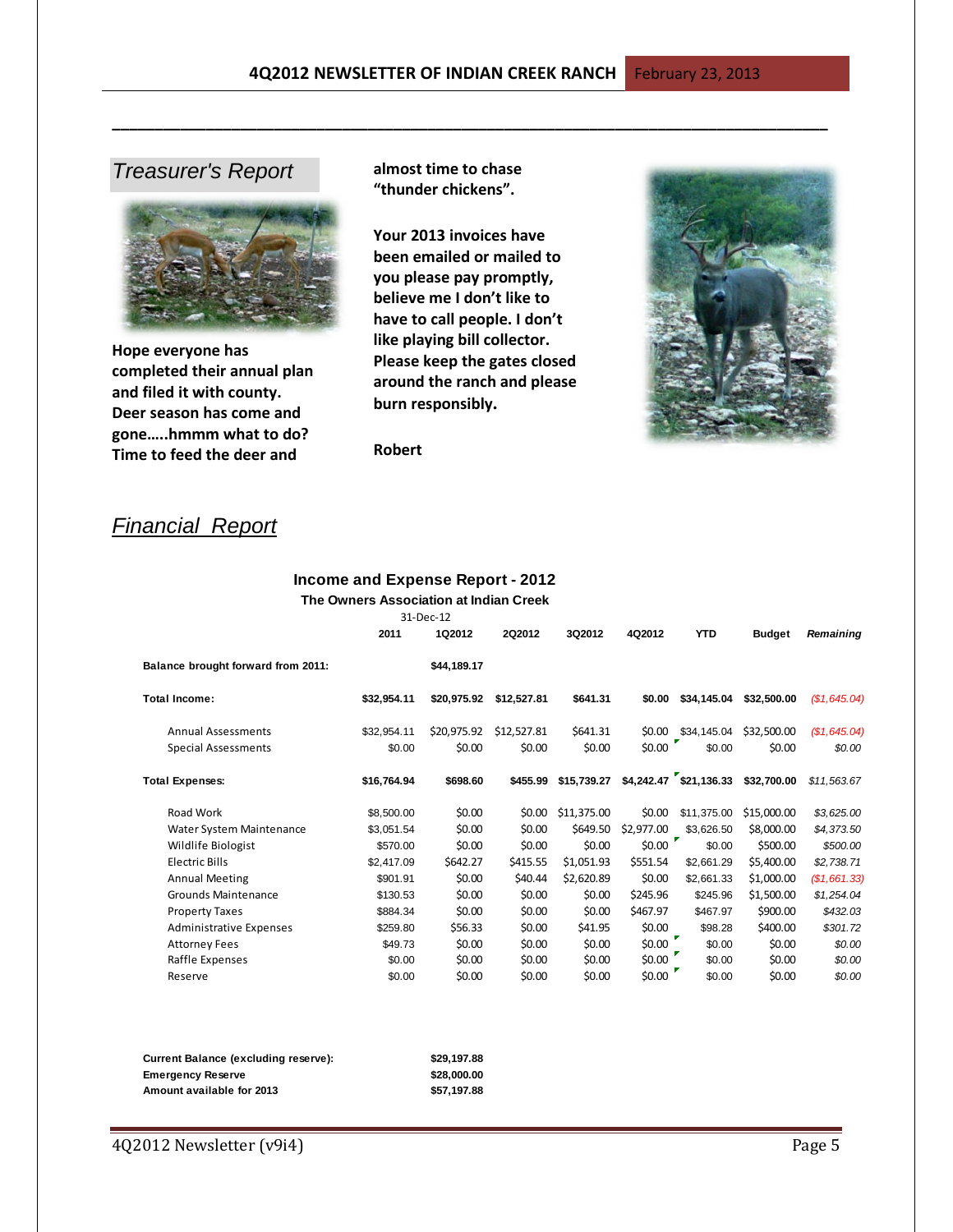## *Treasurer's Report*

**Hope everyone has completed their annual plan and filed it with county. Deer season has come and gone.....hmmm what to do? Time to feed the deer and almost time to chase "thunder chickens".**

**Your 2013 invoices have been emailed or mailed to you please pay promptly, believe me I don't like to have to call people. I don't like playing bill collector. Please keep the gates closed around the ranch and please burn responsibly.**

**Robert**

## *Financial Report*

### Income and Expense Report - 2012

**The Owners Association at Indian Creek**

31-Dec-12

| | 2011 | 1Q2012 | 2Q2012 | 3Q2012 | 4Q2012 | YTD | Budget | *Remaining* |
|---|---|---|---|---|---|---|---|---|
| **Balance brought forward from 2011:** | | **$44,189.17** | | | | | | |
| **Total Income:** | **$32,954.11** | **$20,975.92** | **$12,527.81** | **$641.31** | **$0.00** | **$34,145.04** | **$32,500.00** | *($1,645.04)* |
| Annual Assessments | $32,954.11 | $20,975.92 | $12,527.81 | $641.31 | $0.00 | $34,145.04 | $32,500.00 | *($1,645.04)* |
| Special Assessments | $0.00 | $0.00 | $0.00 | $0.00 | $0.00 | $0.00 | $0.00 | *$0.00* |
| **Total Expenses:** | **$16,764.94** | **$698.60** | **$455.99** | **$15,739.27** | **$4,242.47** | **$21,136.33** | **$32,700.00** | *$11,563.67* |
| Road Work | $8,500.00 | $0.00 | $0.00 | $11,375.00 | $0.00 | $11,375.00 | $15,000.00 | *$3,625.00* |
| Water System Maintenance | $3,051.54 | $0.00 | $0.00 | $649.50 | $2,977.00 | $3,626.50 | $8,000.00 | *$4,373.50* |
| Wildlife Biologist | $570.00 | $0.00 | $0.00 | $0.00 | $0.00 | $0.00 | $500.00 | *$500.00* |
| Electric Bills | $2,417.09 | $642.27 | $415.55 | $1,051.93 | $551.54 | $2,661.29 | $5,400.00 | *$2,738.71* |
| Annual Meeting | $901.91 | $0.00 | $40.44 | $2,620.89 | $0.00 | $2,661.33 | $1,000.00 | *($1,661.33)* |
| Grounds Maintenance | $130.53 | $0.00 | $0.00 | $0.00 | $245.96 | $245.96 | $1,500.00 | *$1,254.04* |
| Property Taxes | $884.34 | $0.00 | $0.00 | $0.00 | $467.97 | $467.97 | $900.00 | *$432.03* |
| Administrative Expenses | $259.80 | $56.33 | $0.00 | $41.95 | $0.00 | $98.28 | $400.00 | *$301.72* |
| Attorney Fees | $49.73 | $0.00 | $0.00 | $0.00 | $0.00 | $0.00 | $0.00 | *$0.00* |
| Raffle Expenses | $0.00 | $0.00 | $0.00 | $0.00 | $0.00 | $0.00 | $0.00 | *$0.00* |
| Reserve | $0.00 | $0.00 | $0.00 | $0.00 | $0.00 | $0.00 | $0.00 | *$0.00* |

| | |
|---|---|
| **Current Balance (excluding reserve):** | **$29,197.88** |
| **Emergency Reserve** | **$28,000.00** |
| **Amount available for 2013** | **$57,197.88** |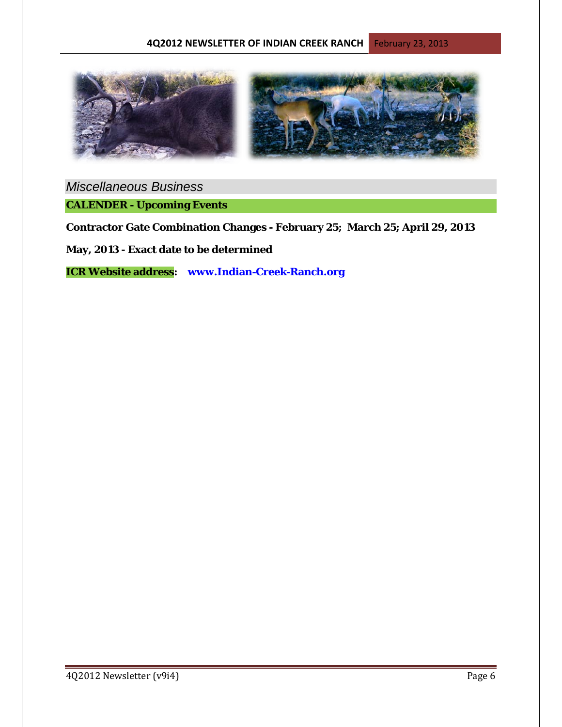## *Miscellaneous Business*

**CALENDER - Upcoming Events**

**Contractor Gate Combination Changes - February 25; March 25; April 29, 2013**

**May, 2013 - Exact date to be determined**

**ICR Website address: www.Indian-Creek-Ranch.org**